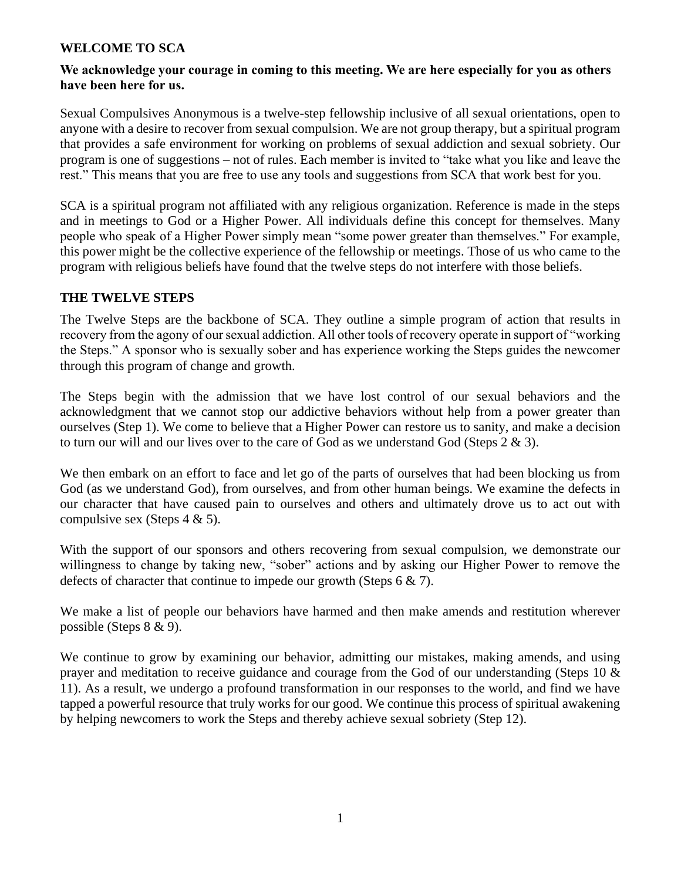## WELCOME TO SCA

**We acknowledge your courage in coming to this meeting. We are here especially for you as others have been here for us.**

Sexual Compulsives Anonymous is a twelve-step fellowship inclusive of all sexual orientations, open to anyone with a desire to recover from sexual compulsion. We are not group therapy, but a spiritual program that provides a safe environment for working on problems of sexual addiction and sexual sobriety. Our program is one of suggestions – not of rules. Each member is invited to "take what you like and leave the rest." This means that you are free to use any tools and suggestions from SCA that work best for you.

SCA is a spiritual program not affiliated with any religious organization. Reference is made in the steps and in meetings to God or a Higher Power. All individuals define this concept for themselves. Many people who speak of a Higher Power simply mean "some power greater than themselves." For example, this power might be the collective experience of the fellowship or meetings. Those of us who came to the program with religious beliefs have found that the twelve steps do not interfere with those beliefs.

## THE TWELVE STEPS

The Twelve Steps are the backbone of SCA. They outline a simple program of action that results in recovery from the agony of our sexual addiction. All other tools of recovery operate in support of "working the Steps." A sponsor who is sexually sober and has experience working the Steps guides the newcomer through this program of change and growth.

The Steps begin with the admission that we have lost control of our sexual behaviors and the acknowledgment that we cannot stop our addictive behaviors without help from a power greater than ourselves (Step 1). We come to believe that a Higher Power can restore us to sanity, and make a decision to turn our will and our lives over to the care of God as we understand God (Steps 2 & 3).

We then embark on an effort to face and let go of the parts of ourselves that had been blocking us from God (as we understand God), from ourselves, and from other human beings. We examine the defects in our character that have caused pain to ourselves and others and ultimately drove us to act out with compulsive sex (Steps 4 & 5).

With the support of our sponsors and others recovering from sexual compulsion, we demonstrate our willingness to change by taking new, "sober" actions and by asking our Higher Power to remove the defects of character that continue to impede our growth (Steps 6 & 7).

We make a list of people our behaviors have harmed and then make amends and restitution wherever possible (Steps 8 & 9).

We continue to grow by examining our behavior, admitting our mistakes, making amends, and using prayer and meditation to receive guidance and courage from the God of our understanding (Steps 10 & 11). As a result, we undergo a profound transformation in our responses to the world, and find we have tapped a powerful resource that truly works for our good. We continue this process of spiritual awakening by helping newcomers to work the Steps and thereby achieve sexual sobriety (Step 12).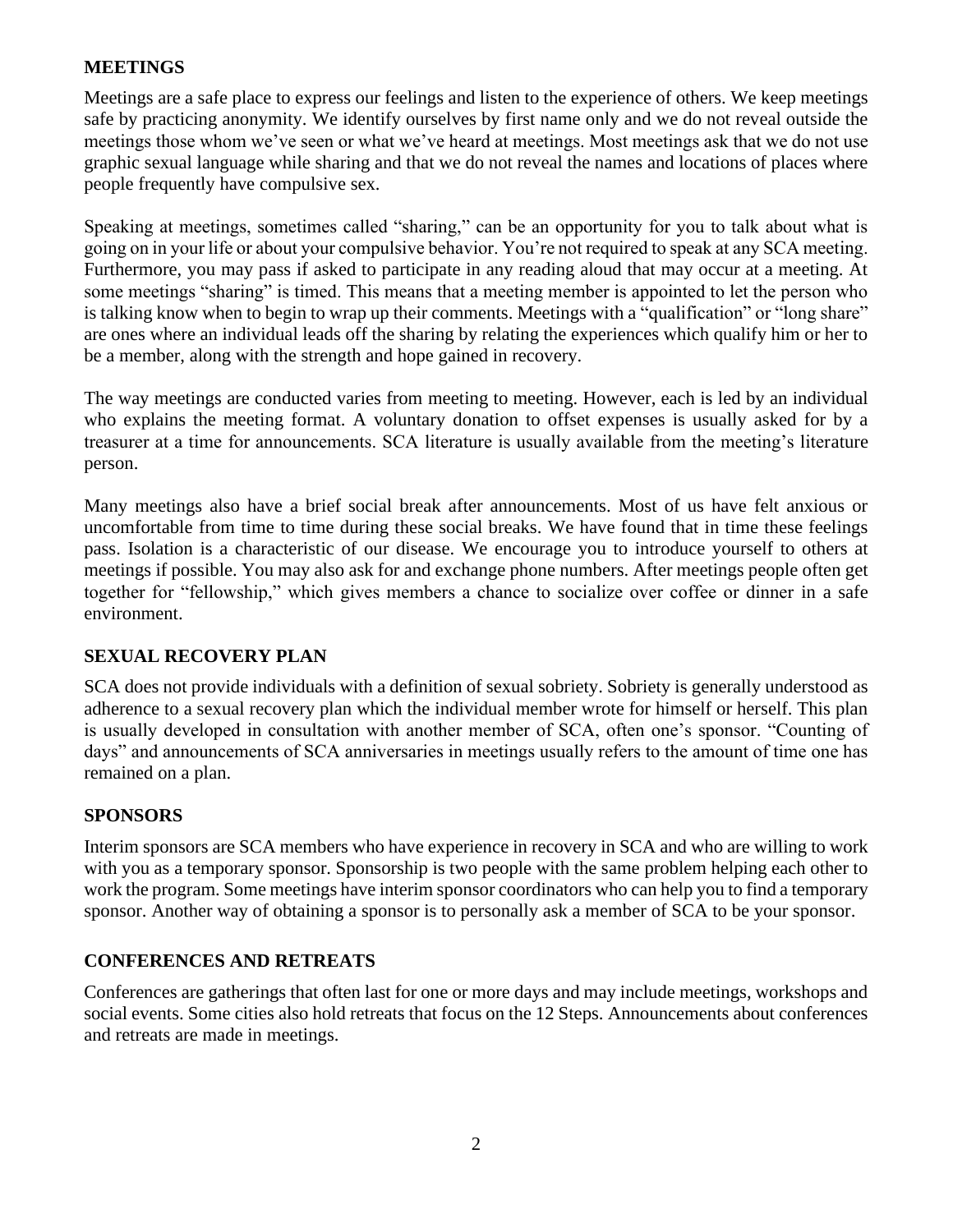## MEETINGS

Meetings are a safe place to express our feelings and listen to the experience of others. We keep meetings safe by practicing anonymity. We identify ourselves by first name only and we do not reveal outside the meetings those whom we've seen or what we've heard at meetings. Most meetings ask that we do not use graphic sexual language while sharing and that we do not reveal the names and locations of places where people frequently have compulsive sex.

Speaking at meetings, sometimes called "sharing," can be an opportunity for you to talk about what is going on in your life or about your compulsive behavior. You're not required to speak at any SCA meeting. Furthermore, you may pass if asked to participate in any reading aloud that may occur at a meeting. At some meetings "sharing" is timed. This means that a meeting member is appointed to let the person who is talking know when to begin to wrap up their comments. Meetings with a "qualification" or "long share" are ones where an individual leads off the sharing by relating the experiences which qualify him or her to be a member, along with the strength and hope gained in recovery.

The way meetings are conducted varies from meeting to meeting. However, each is led by an individual who explains the meeting format. A voluntary donation to offset expenses is usually asked for by a treasurer at a time for announcements. SCA literature is usually available from the meeting's literature person.

Many meetings also have a brief social break after announcements. Most of us have felt anxious or uncomfortable from time to time during these social breaks. We have found that in time these feelings pass. Isolation is a characteristic of our disease. We encourage you to introduce yourself to others at meetings if possible. You may also ask for and exchange phone numbers. After meetings people often get together for "fellowship," which gives members a chance to socialize over coffee or dinner in a safe environment.

## SEXUAL RECOVERY PLAN

SCA does not provide individuals with a definition of sexual sobriety. Sobriety is generally understood as adherence to a sexual recovery plan which the individual member wrote for himself or herself. This plan is usually developed in consultation with another member of SCA, often one's sponsor. "Counting of days" and announcements of SCA anniversaries in meetings usually refers to the amount of time one has remained on a plan.

## SPONSORS

Interim sponsors are SCA members who have experience in recovery in SCA and who are willing to work with you as a temporary sponsor. Sponsorship is two people with the same problem helping each other to work the program. Some meetings have interim sponsor coordinators who can help you to find a temporary sponsor. Another way of obtaining a sponsor is to personally ask a member of SCA to be your sponsor.

## CONFERENCES AND RETREATS

Conferences are gatherings that often last for one or more days and may include meetings, workshops and social events. Some cities also hold retreats that focus on the 12 Steps. Announcements about conferences and retreats are made in meetings.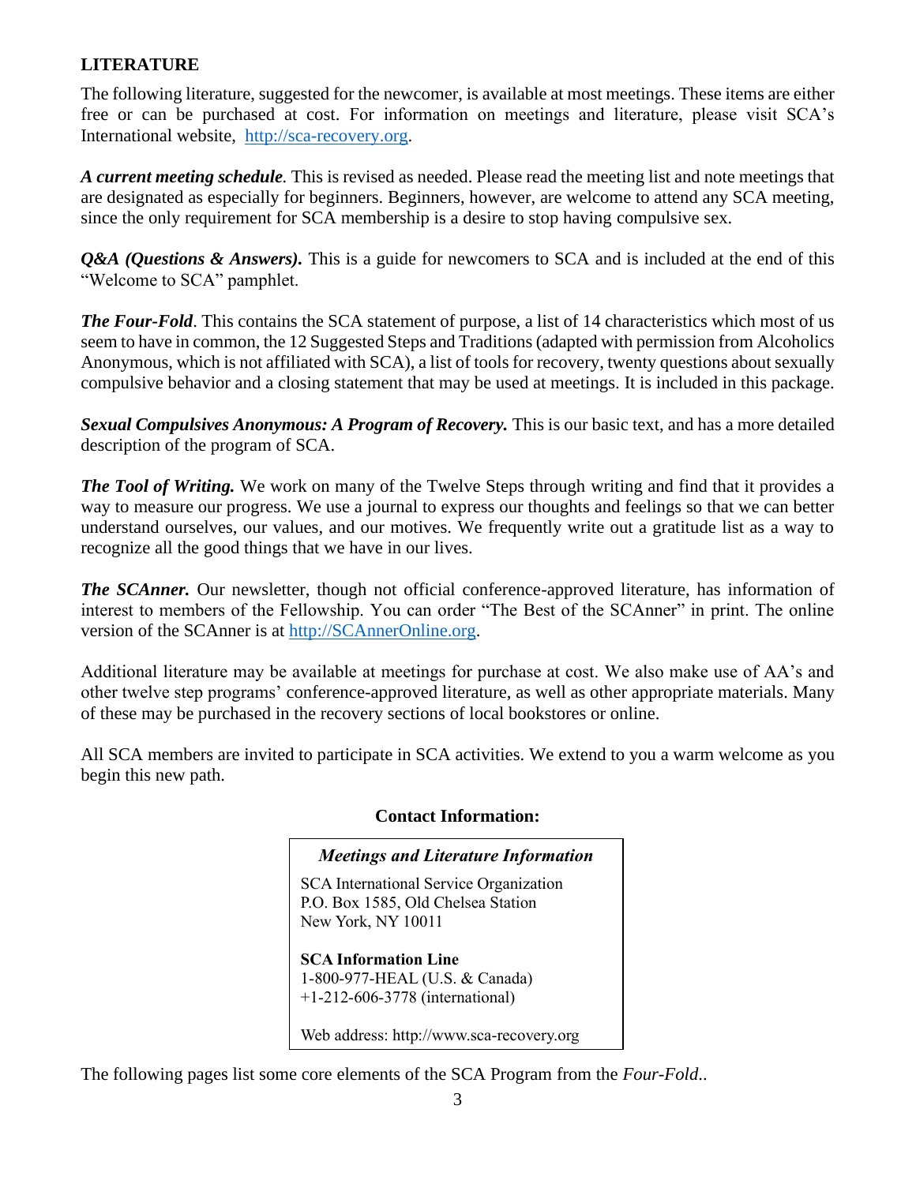## LITERATURE

The following literature, suggested for the newcomer, is available at most meetings. These items are either free or can be purchased at cost. For information on meetings and literature, please visit SCA's International website, [http://sca-recovery.org](http://sca-recovery.org).

***A current meeting schedule.*** This is revised as needed. Please read the meeting list and note meetings that are designated as especially for beginners. Beginners, however, are welcome to attend any SCA meeting, since the only requirement for SCA membership is a desire to stop having compulsive sex.

***Q&A (Questions & Answers).*** This is a guide for newcomers to SCA and is included at the end of this "Welcome to SCA" pamphlet.

***The Four-Fold***. This contains the SCA statement of purpose, a list of 14 characteristics which most of us seem to have in common, the 12 Suggested Steps and Traditions (adapted with permission from Alcoholics Anonymous, which is not affiliated with SCA), a list of tools for recovery, twenty questions about sexually compulsive behavior and a closing statement that may be used at meetings. It is included in this package.

***Sexual Compulsives Anonymous: A Program of Recovery.*** This is our basic text, and has a more detailed description of the program of SCA.

***The Tool of Writing.*** We work on many of the Twelve Steps through writing and find that it provides a way to measure our progress. We use a journal to express our thoughts and feelings so that we can better understand ourselves, our values, and our motives. We frequently write out a gratitude list as a way to recognize all the good things that we have in our lives.

***The SCAnner.*** Our newsletter, though not official conference-approved literature, has information of interest to members of the Fellowship. You can order "The Best of the SCAnner" in print. The online version of the SCAnner is at [http://SCAnnerOnline.org](http://SCAnnerOnline.org).

Additional literature may be available at meetings for purchase at cost. We also make use of AA's and other twelve step programs' conference-approved literature, as well as other appropriate materials. Many of these may be purchased in the recovery sections of local bookstores or online.

All SCA members are invited to participate in SCA activities. We extend to you a warm welcome as you begin this new path.

**Contact Information:**

***Meetings and Literature Information***

SCA International Service Organization
P.O. Box 1585, Old Chelsea Station
New York, NY 10011

**SCA Information Line**
1-800-977-HEAL (U.S. & Canada)
+1-212-606-3778 (international)

Web address: http://www.sca-recovery.org

The following pages list some core elements of the SCA Program from the *Four-Fold*..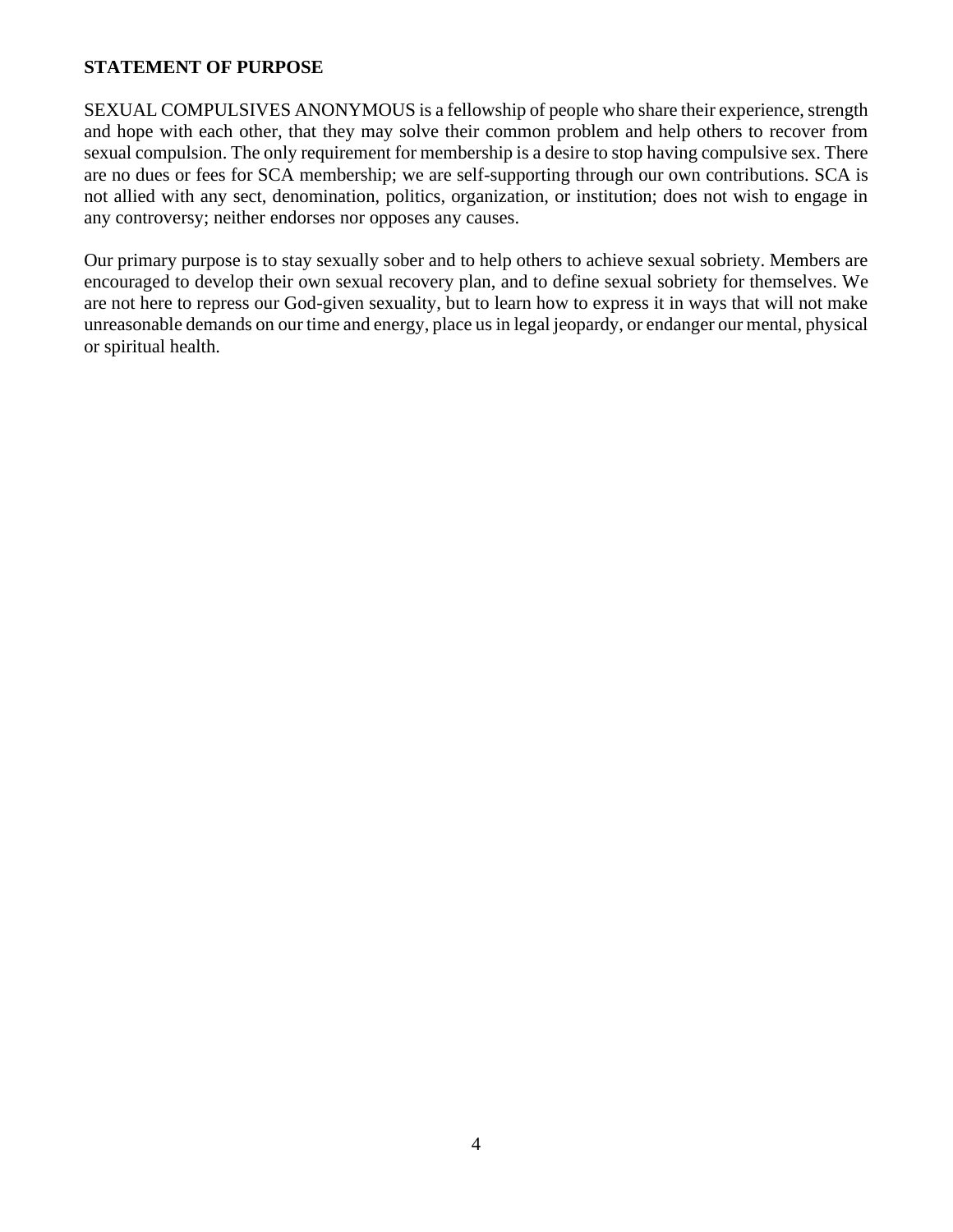## STATEMENT OF PURPOSE

SEXUAL COMPULSIVES ANONYMOUS is a fellowship of people who share their experience, strength and hope with each other, that they may solve their common problem and help others to recover from sexual compulsion. The only requirement for membership is a desire to stop having compulsive sex. There are no dues or fees for SCA membership; we are self-supporting through our own contributions. SCA is not allied with any sect, denomination, politics, organization, or institution; does not wish to engage in any controversy; neither endorses nor opposes any causes.

Our primary purpose is to stay sexually sober and to help others to achieve sexual sobriety. Members are encouraged to develop their own sexual recovery plan, and to define sexual sobriety for themselves. We are not here to repress our God-given sexuality, but to learn how to express it in ways that will not make unreasonable demands on our time and energy, place us in legal jeopardy, or endanger our mental, physical or spiritual health.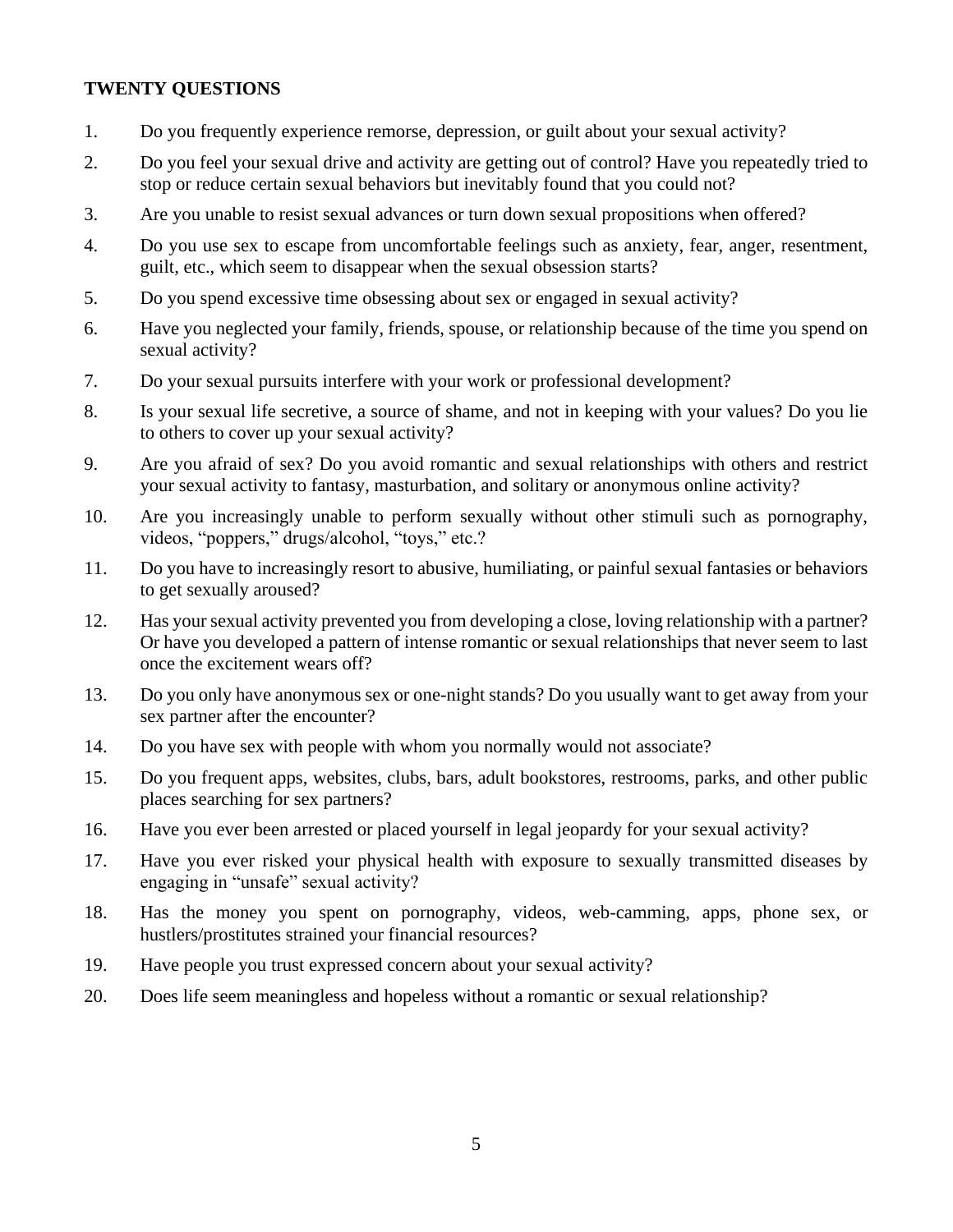**TWENTY QUESTIONS**

1. Do you frequently experience remorse, depression, or guilt about your sexual activity?
2. Do you feel your sexual drive and activity are getting out of control? Have you repeatedly tried to stop or reduce certain sexual behaviors but inevitably found that you could not?
3. Are you unable to resist sexual advances or turn down sexual propositions when offered?
4. Do you use sex to escape from uncomfortable feelings such as anxiety, fear, anger, resentment, guilt, etc., which seem to disappear when the sexual obsession starts?
5. Do you spend excessive time obsessing about sex or engaged in sexual activity?
6. Have you neglected your family, friends, spouse, or relationship because of the time you spend on sexual activity?
7. Do your sexual pursuits interfere with your work or professional development?
8. Is your sexual life secretive, a source of shame, and not in keeping with your values? Do you lie to others to cover up your sexual activity?
9. Are you afraid of sex? Do you avoid romantic and sexual relationships with others and restrict your sexual activity to fantasy, masturbation, and solitary or anonymous online activity?
10. Are you increasingly unable to perform sexually without other stimuli such as pornography, videos, "poppers," drugs/alcohol, "toys," etc.?
11. Do you have to increasingly resort to abusive, humiliating, or painful sexual fantasies or behaviors to get sexually aroused?
12. Has your sexual activity prevented you from developing a close, loving relationship with a partner? Or have you developed a pattern of intense romantic or sexual relationships that never seem to last once the excitement wears off?
13. Do you only have anonymous sex or one-night stands? Do you usually want to get away from your sex partner after the encounter?
14. Do you have sex with people with whom you normally would not associate?
15. Do you frequent apps, websites, clubs, bars, adult bookstores, restrooms, parks, and other public places searching for sex partners?
16. Have you ever been arrested or placed yourself in legal jeopardy for your sexual activity?
17. Have you ever risked your physical health with exposure to sexually transmitted diseases by engaging in "unsafe" sexual activity?
18. Has the money you spent on pornography, videos, web-camming, apps, phone sex, or hustlers/prostitutes strained your financial resources?
19. Have people you trust expressed concern about your sexual activity?
20. Does life seem meaningless and hopeless without a romantic or sexual relationship?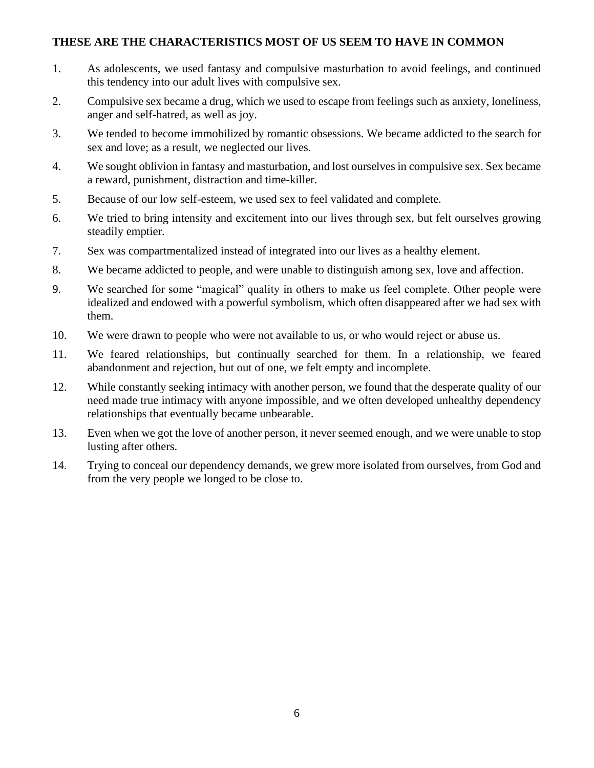**THESE ARE THE CHARACTERISTICS MOST OF US SEEM TO HAVE IN COMMON**

1. As adolescents, we used fantasy and compulsive masturbation to avoid feelings, and continued this tendency into our adult lives with compulsive sex.
2. Compulsive sex became a drug, which we used to escape from feelings such as anxiety, loneliness, anger and self-hatred, as well as joy.
3. We tended to become immobilized by romantic obsessions. We became addicted to the search for sex and love; as a result, we neglected our lives.
4. We sought oblivion in fantasy and masturbation, and lost ourselves in compulsive sex. Sex became a reward, punishment, distraction and time-killer.
5. Because of our low self-esteem, we used sex to feel validated and complete.
6. We tried to bring intensity and excitement into our lives through sex, but felt ourselves growing steadily emptier.
7. Sex was compartmentalized instead of integrated into our lives as a healthy element.
8. We became addicted to people, and were unable to distinguish among sex, love and affection.
9. We searched for some "magical" quality in others to make us feel complete. Other people were idealized and endowed with a powerful symbolism, which often disappeared after we had sex with them.
10. We were drawn to people who were not available to us, or who would reject or abuse us.
11. We feared relationships, but continually searched for them. In a relationship, we feared abandonment and rejection, but out of one, we felt empty and incomplete.
12. While constantly seeking intimacy with another person, we found that the desperate quality of our need made true intimacy with anyone impossible, and we often developed unhealthy dependency relationships that eventually became unbearable.
13. Even when we got the love of another person, it never seemed enough, and we were unable to stop lusting after others.
14. Trying to conceal our dependency demands, we grew more isolated from ourselves, from God and from the very people we longed to be close to.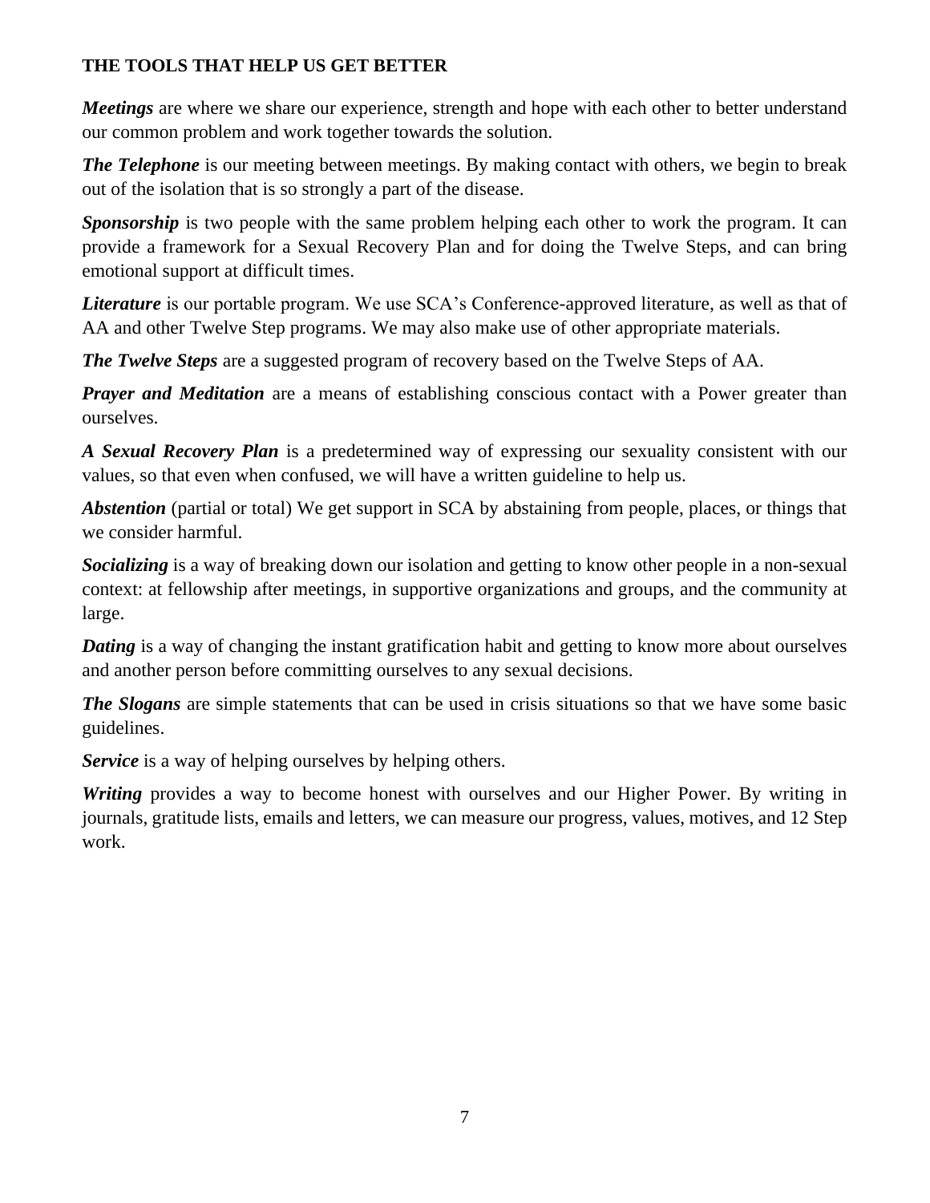## THE TOOLS THAT HELP US GET BETTER

***Meetings*** are where we share our experience, strength and hope with each other to better understand our common problem and work together towards the solution.

***The Telephone*** is our meeting between meetings. By making contact with others, we begin to break out of the isolation that is so strongly a part of the disease.

***Sponsorship*** is two people with the same problem helping each other to work the program. It can provide a framework for a Sexual Recovery Plan and for doing the Twelve Steps, and can bring emotional support at difficult times.

***Literature*** is our portable program. We use SCA's Conference-approved literature, as well as that of AA and other Twelve Step programs. We may also make use of other appropriate materials.

***The Twelve Steps*** are a suggested program of recovery based on the Twelve Steps of AA.

***Prayer and Meditation*** are a means of establishing conscious contact with a Power greater than ourselves.

***A Sexual Recovery Plan*** is a predetermined way of expressing our sexuality consistent with our values, so that even when confused, we will have a written guideline to help us.

***Abstention*** (partial or total) We get support in SCA by abstaining from people, places, or things that we consider harmful.

***Socializing*** is a way of breaking down our isolation and getting to know other people in a non-sexual context: at fellowship after meetings, in supportive organizations and groups, and the community at large.

***Dating*** is a way of changing the instant gratification habit and getting to know more about ourselves and another person before committing ourselves to any sexual decisions.

***The Slogans*** are simple statements that can be used in crisis situations so that we have some basic guidelines.

***Service*** is a way of helping ourselves by helping others.

***Writing*** provides a way to become honest with ourselves and our Higher Power. By writing in journals, gratitude lists, emails and letters, we can measure our progress, values, motives, and 12 Step work.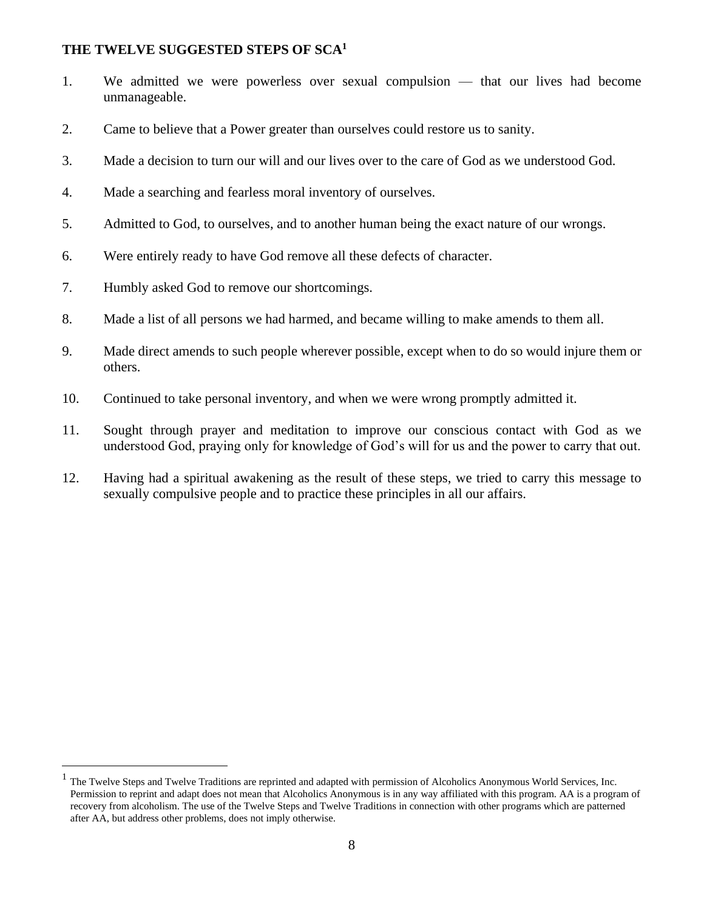## THE TWELVE SUGGESTED STEPS OF SCA[1]

1. We admitted we were powerless over sexual compulsion — that our lives had become unmanageable.

2. Came to believe that a Power greater than ourselves could restore us to sanity.

3. Made a decision to turn our will and our lives over to the care of God as we understood God.

4. Made a searching and fearless moral inventory of ourselves.

5. Admitted to God, to ourselves, and to another human being the exact nature of our wrongs.

6. Were entirely ready to have God remove all these defects of character.

7. Humbly asked God to remove our shortcomings.

8. Made a list of all persons we had harmed, and became willing to make amends to them all.

9. Made direct amends to such people wherever possible, except when to do so would injure them or others.

10. Continued to take personal inventory, and when we were wrong promptly admitted it.

11. Sought through prayer and meditation to improve our conscious contact with God as we understood God, praying only for knowledge of God's will for us and the power to carry that out.

12. Having had a spiritual awakening as the result of these steps, we tried to carry this message to sexually compulsive people and to practice these principles in all our affairs.

---

[1] The Twelve Steps and Twelve Traditions are reprinted and adapted with permission of Alcoholics Anonymous World Services, Inc. Permission to reprint and adapt does not mean that Alcoholics Anonymous is in any way affiliated with this program. AA is a program of recovery from alcoholism. The use of the Twelve Steps and Twelve Traditions in connection with other programs which are patterned after AA, but address other problems, does not imply otherwise.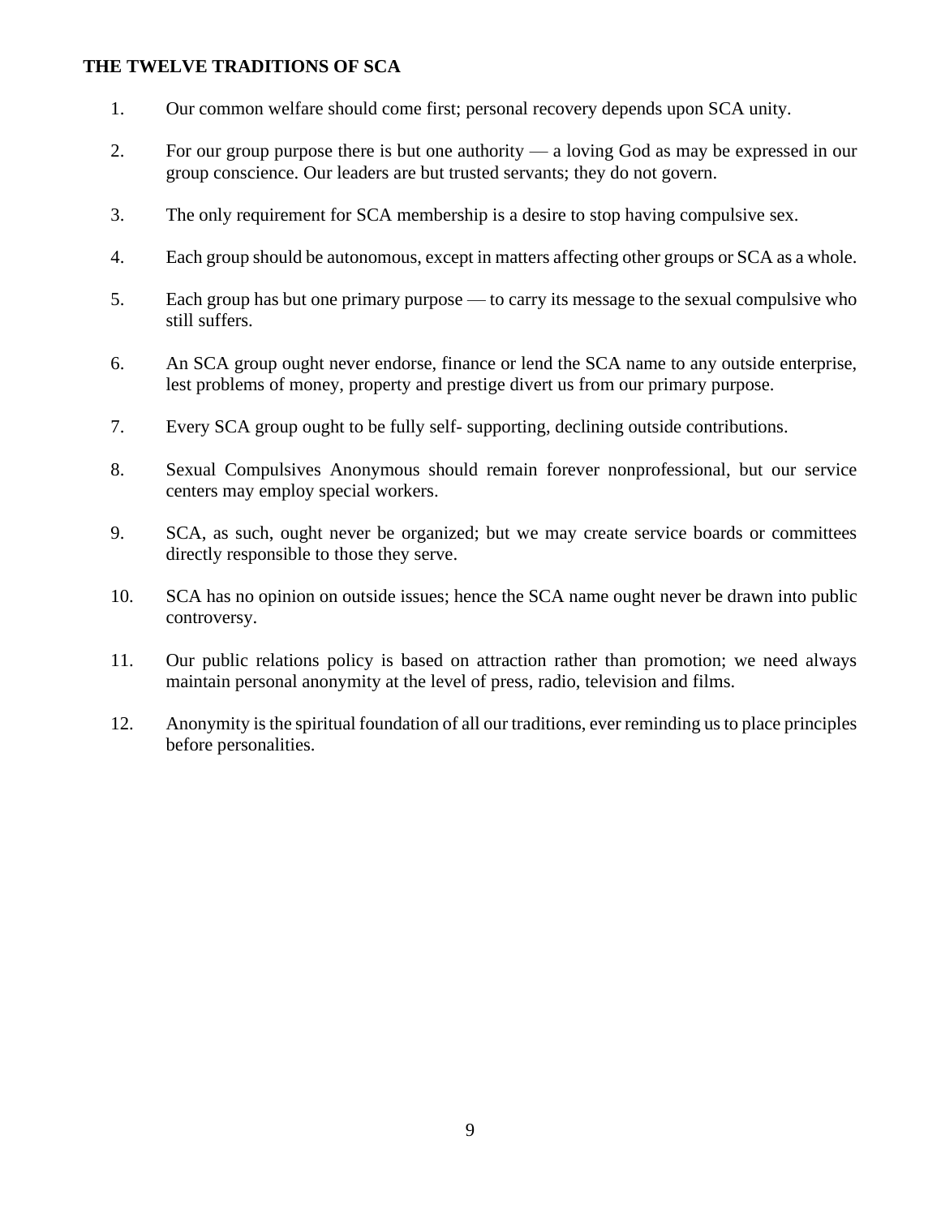**THE TWELVE TRADITIONS OF SCA**

1. Our common welfare should come first; personal recovery depends upon SCA unity.

2. For our group purpose there is but one authority — a loving God as may be expressed in our group conscience. Our leaders are but trusted servants; they do not govern.

3. The only requirement for SCA membership is a desire to stop having compulsive sex.

4. Each group should be autonomous, except in matters affecting other groups or SCA as a whole.

5. Each group has but one primary purpose — to carry its message to the sexual compulsive who still suffers.

6. An SCA group ought never endorse, finance or lend the SCA name to any outside enterprise, lest problems of money, property and prestige divert us from our primary purpose.

7. Every SCA group ought to be fully self- supporting, declining outside contributions.

8. Sexual Compulsives Anonymous should remain forever nonprofessional, but our service centers may employ special workers.

9. SCA, as such, ought never be organized; but we may create service boards or committees directly responsible to those they serve.

10. SCA has no opinion on outside issues; hence the SCA name ought never be drawn into public controversy.

11. Our public relations policy is based on attraction rather than promotion; we need always maintain personal anonymity at the level of press, radio, television and films.

12. Anonymity is the spiritual foundation of all our traditions, ever reminding us to place principles before personalities.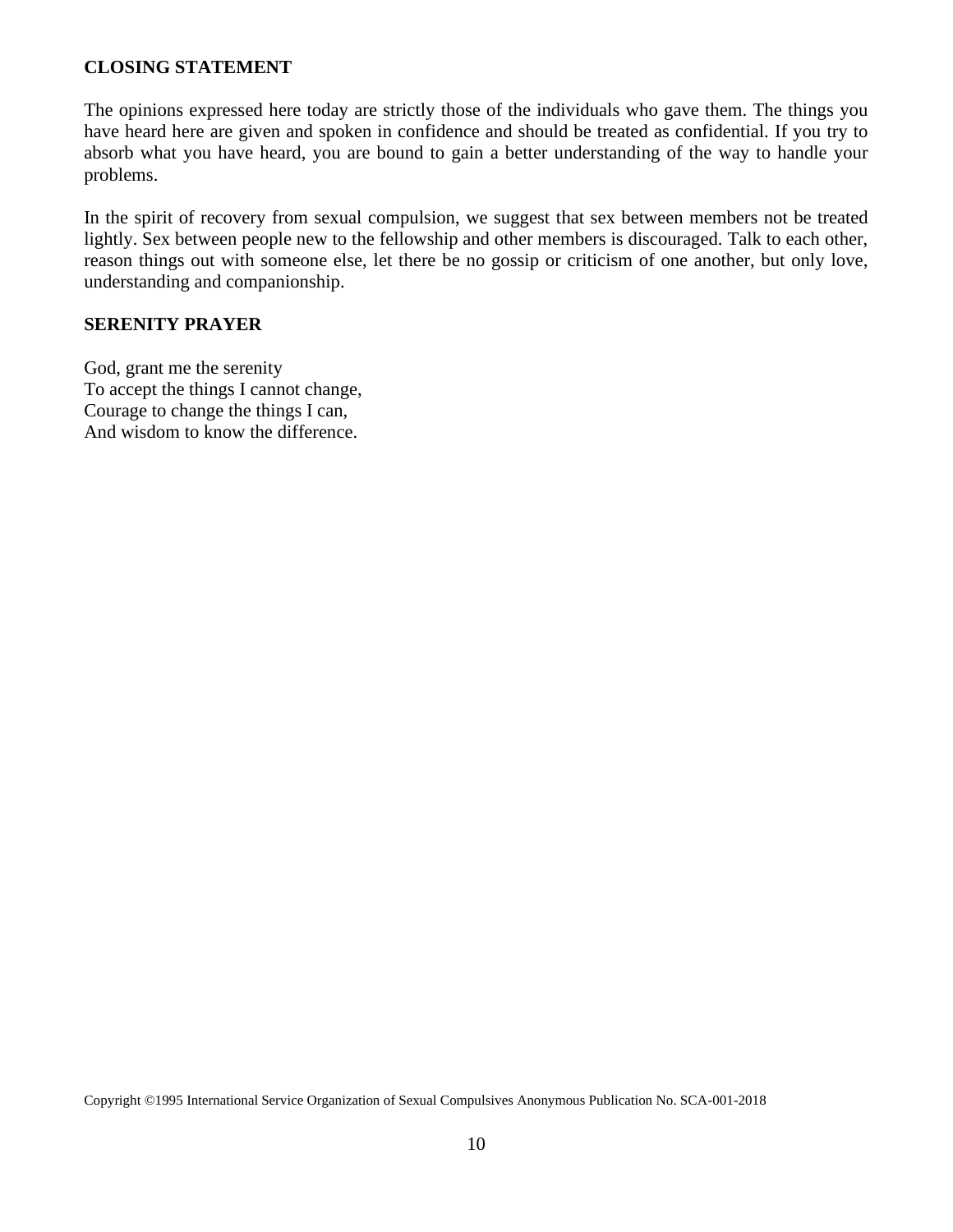## CLOSING STATEMENT

The opinions expressed here today are strictly those of the individuals who gave them. The things you have heard here are given and spoken in confidence and should be treated as confidential. If you try to absorb what you have heard, you are bound to gain a better understanding of the way to handle your problems.

In the spirit of recovery from sexual compulsion, we suggest that sex between members not be treated lightly. Sex between people new to the fellowship and other members is discouraged. Talk to each other, reason things out with someone else, let there be no gossip or criticism of one another, but only love, understanding and companionship.

## SERENITY PRAYER

God, grant me the serenity  
To accept the things I cannot change,  
Courage to change the things I can,  
And wisdom to know the difference.

Copyright ©1995 International Service Organization of Sexual Compulsives Anonymous Publication No. SCA-001-2018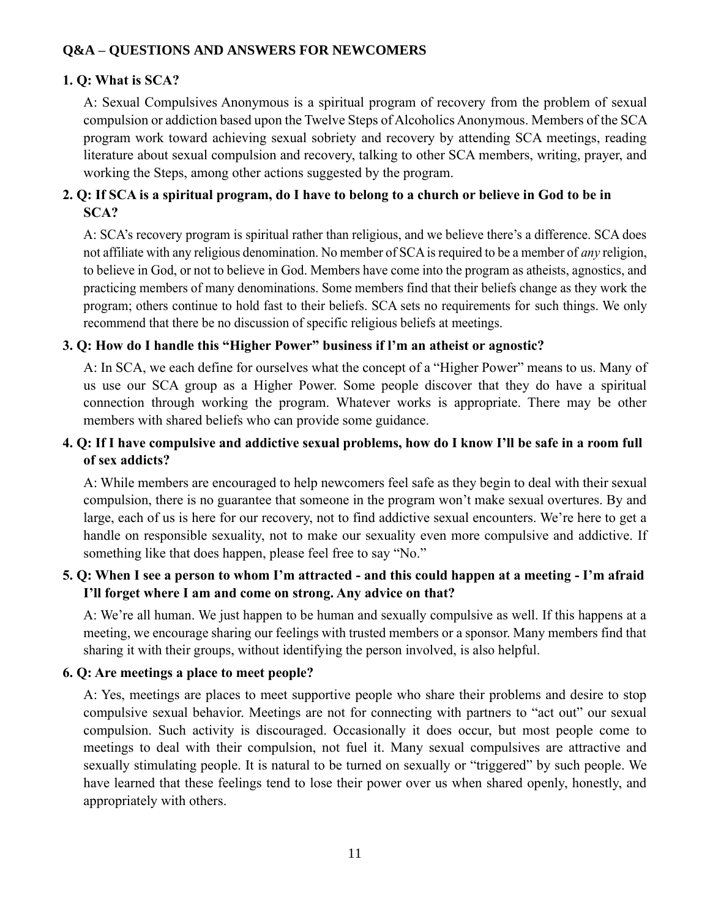## Q&A – QUESTIONS AND ANSWERS FOR NEWCOMERS

**1. Q: What is SCA?**

A: Sexual Compulsives Anonymous is a spiritual program of recovery from the problem of sexual compulsion or addiction based upon the Twelve Steps of Alcoholics Anonymous. Members of the SCA program work toward achieving sexual sobriety and recovery by attending SCA meetings, reading literature about sexual compulsion and recovery, talking to other SCA members, writing, prayer, and working the Steps, among other actions suggested by the program.

**2. Q: If SCA is a spiritual program, do I have to belong to a church or believe in God to be in SCA?**

A: SCA's recovery program is spiritual rather than religious, and we believe there's a difference. SCA does not affiliate with any religious denomination. No member of SCA is required to be a member of *any* religion, to believe in God, or not to believe in God. Members have come into the program as atheists, agnostics, and practicing members of many denominations. Some members find that their beliefs change as they work the program; others continue to hold fast to their beliefs. SCA sets no requirements for such things. We only recommend that there be no discussion of specific religious beliefs at meetings.

**3. Q: How do I handle this "Higher Power" business if I'm an atheist or agnostic?**

A: In SCA, we each define for ourselves what the concept of a "Higher Power" means to us. Many of us use our SCA group as a Higher Power. Some people discover that they do have a spiritual connection through working the program. Whatever works is appropriate. There may be other members with shared beliefs who can provide some guidance.

**4. Q: If I have compulsive and addictive sexual problems, how do I know I'll be safe in a room full of sex addicts?**

A: While members are encouraged to help newcomers feel safe as they begin to deal with their sexual compulsion, there is no guarantee that someone in the program won't make sexual overtures. By and large, each of us is here for our recovery, not to find addictive sexual encounters. We're here to get a handle on responsible sexuality, not to make our sexuality even more compulsive and addictive. If something like that does happen, please feel free to say "No."

**5. Q: When I see a person to whom I'm attracted - and this could happen at a meeting - I'm afraid I'll forget where I am and come on strong. Any advice on that?**

A: We're all human. We just happen to be human and sexually compulsive as well. If this happens at a meeting, we encourage sharing our feelings with trusted members or a sponsor. Many members find that sharing it with their groups, without identifying the person involved, is also helpful.

**6. Q: Are meetings a place to meet people?**

A: Yes, meetings are places to meet supportive people who share their problems and desire to stop compulsive sexual behavior. Meetings are not for connecting with partners to "act out" our sexual compulsion. Such activity is discouraged. Occasionally it does occur, but most people come to meetings to deal with their compulsion, not fuel it. Many sexual compulsives are attractive and sexually stimulating people. It is natural to be turned on sexually or "triggered" by such people. We have learned that these feelings tend to lose their power over us when shared openly, honestly, and appropriately with others.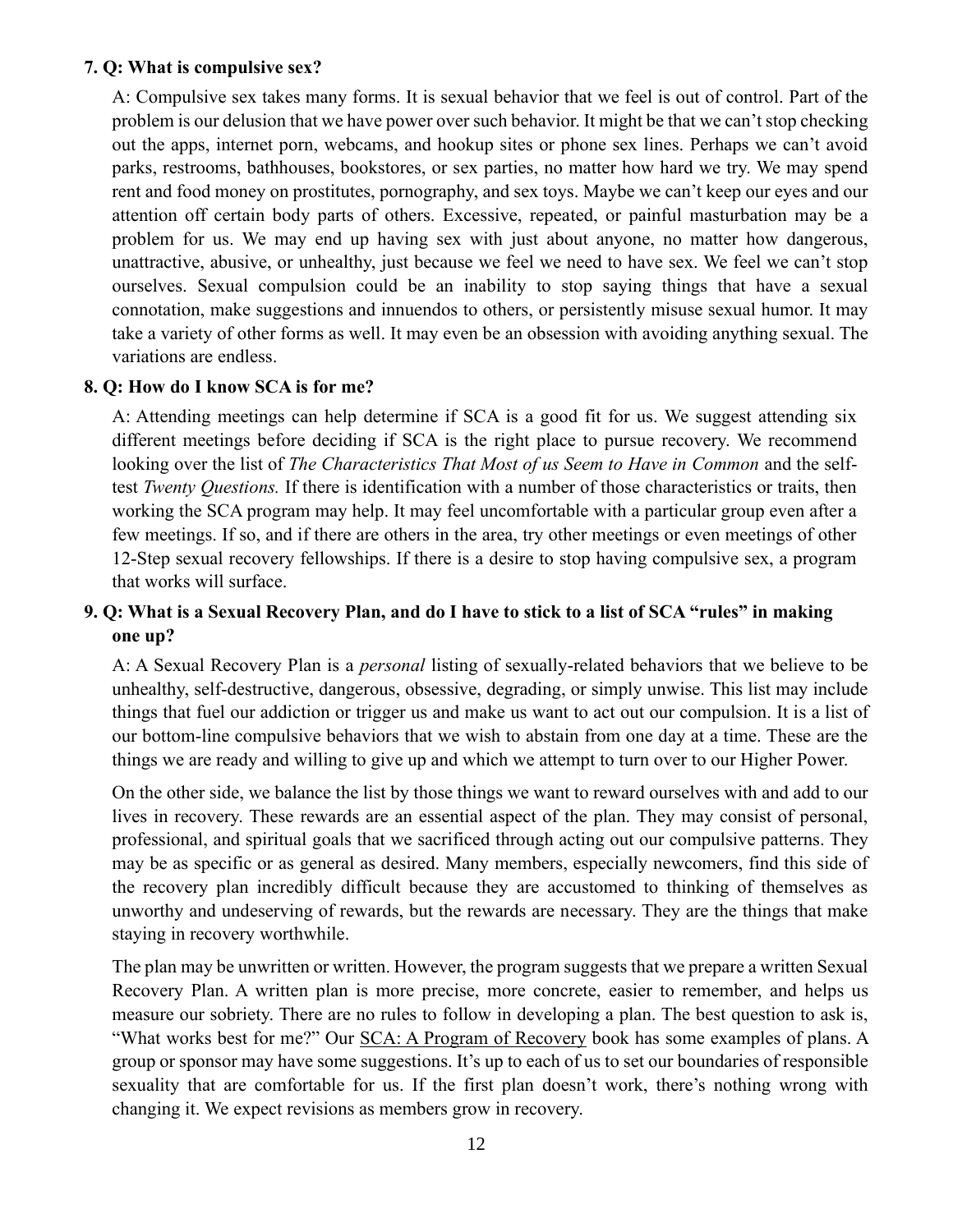**7. Q: What is compulsive sex?**

A: Compulsive sex takes many forms. It is sexual behavior that we feel is out of control. Part of the problem is our delusion that we have power over such behavior. It might be that we can't stop checking out the apps, internet porn, webcams, and hookup sites or phone sex lines. Perhaps we can't avoid parks, restrooms, bathhouses, bookstores, or sex parties, no matter how hard we try. We may spend rent and food money on prostitutes, pornography, and sex toys. Maybe we can't keep our eyes and our attention off certain body parts of others. Excessive, repeated, or painful masturbation may be a problem for us. We may end up having sex with just about anyone, no matter how dangerous, unattractive, abusive, or unhealthy, just because we feel we need to have sex. We feel we can't stop ourselves. Sexual compulsion could be an inability to stop saying things that have a sexual connotation, make suggestions and innuendos to others, or persistently misuse sexual humor. It may take a variety of other forms as well. It may even be an obsession with avoiding anything sexual. The variations are endless.

**8. Q: How do I know SCA is for me?**

A: Attending meetings can help determine if SCA is a good fit for us. We suggest attending six different meetings before deciding if SCA is the right place to pursue recovery. We recommend looking over the list of *The Characteristics That Most of us Seem to Have in Common* and the self-test *Twenty Questions.* If there is identification with a number of those characteristics or traits, then working the SCA program may help. It may feel uncomfortable with a particular group even after a few meetings. If so, and if there are others in the area, try other meetings or even meetings of other 12-Step sexual recovery fellowships. If there is a desire to stop having compulsive sex, a program that works will surface.

**9. Q: What is a Sexual Recovery Plan, and do I have to stick to a list of SCA "rules" in making one up?**

A: A Sexual Recovery Plan is a *personal* listing of sexually-related behaviors that we believe to be unhealthy, self-destructive, dangerous, obsessive, degrading, or simply unwise. This list may include things that fuel our addiction or trigger us and make us want to act out our compulsion. It is a list of our bottom-line compulsive behaviors that we wish to abstain from one day at a time. These are the things we are ready and willing to give up and which we attempt to turn over to our Higher Power.

On the other side, we balance the list by those things we want to reward ourselves with and add to our lives in recovery. These rewards are an essential aspect of the plan. They may consist of personal, professional, and spiritual goals that we sacrificed through acting out our compulsive patterns. They may be as specific or as general as desired. Many members, especially newcomers, find this side of the recovery plan incredibly difficult because they are accustomed to thinking of themselves as unworthy and undeserving of rewards, but the rewards are necessary. They are the things that make staying in recovery worthwhile.

The plan may be unwritten or written. However, the program suggests that we prepare a written Sexual Recovery Plan. A written plan is more precise, more concrete, easier to remember, and helps us measure our sobriety. There are no rules to follow in developing a plan. The best question to ask is, "What works best for me?" Our SCA: A Program of Recovery book has some examples of plans. A group or sponsor may have some suggestions. It's up to each of us to set our boundaries of responsible sexuality that are comfortable for us. If the first plan doesn't work, there's nothing wrong with changing it. We expect revisions as members grow in recovery.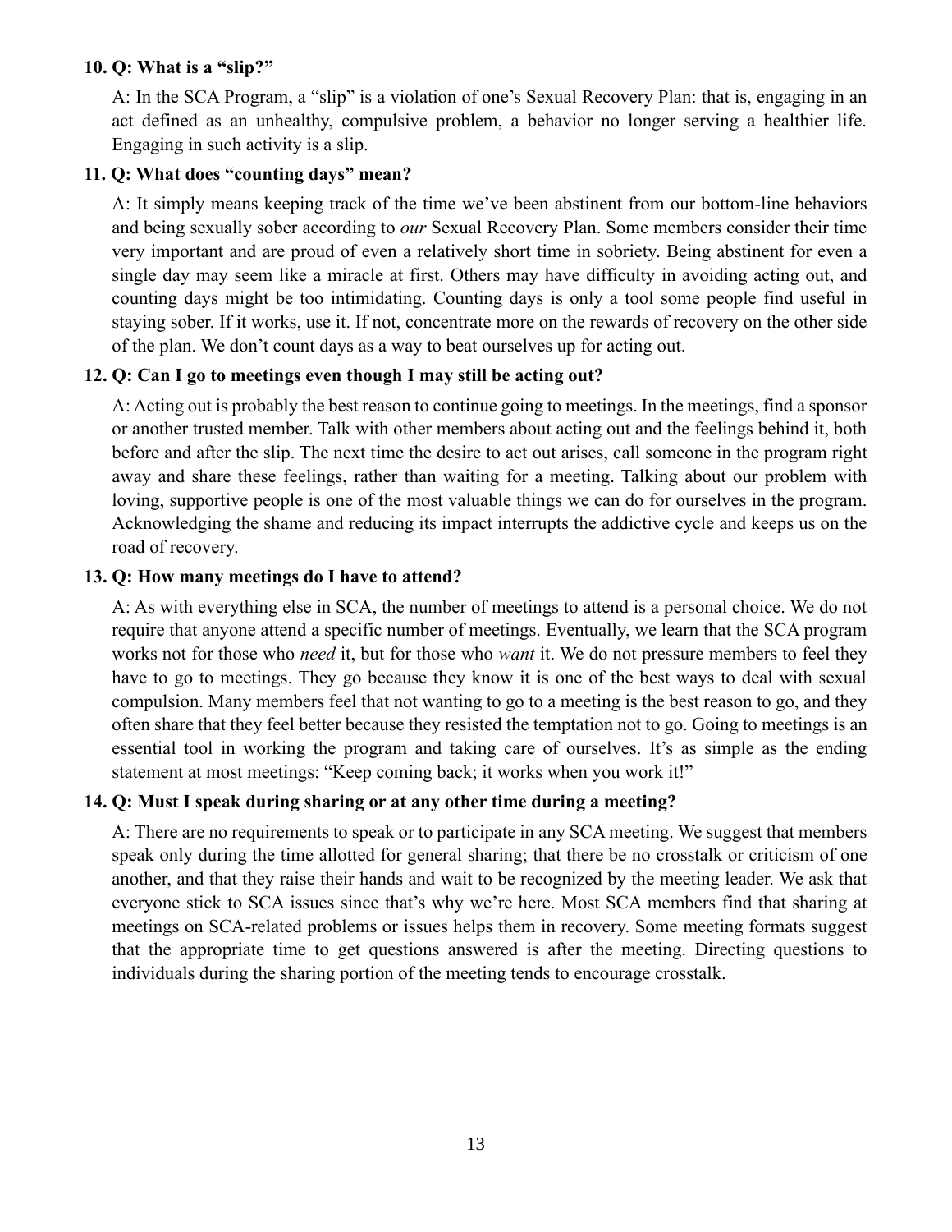**10. Q: What is a "slip?"**

A: In the SCA Program, a "slip" is a violation of one's Sexual Recovery Plan: that is, engaging in an act defined as an unhealthy, compulsive problem, a behavior no longer serving a healthier life. Engaging in such activity is a slip.

**11. Q: What does "counting days" mean?**

A: It simply means keeping track of the time we've been abstinent from our bottom-line behaviors and being sexually sober according to *our* Sexual Recovery Plan. Some members consider their time very important and are proud of even a relatively short time in sobriety. Being abstinent for even a single day may seem like a miracle at first. Others may have difficulty in avoiding acting out, and counting days might be too intimidating. Counting days is only a tool some people find useful in staying sober. If it works, use it. If not, concentrate more on the rewards of recovery on the other side of the plan. We don't count days as a way to beat ourselves up for acting out.

**12. Q: Can I go to meetings even though I may still be acting out?**

A: Acting out is probably the best reason to continue going to meetings. In the meetings, find a sponsor or another trusted member. Talk with other members about acting out and the feelings behind it, both before and after the slip. The next time the desire to act out arises, call someone in the program right away and share these feelings, rather than waiting for a meeting. Talking about our problem with loving, supportive people is one of the most valuable things we can do for ourselves in the program. Acknowledging the shame and reducing its impact interrupts the addictive cycle and keeps us on the road of recovery.

**13. Q: How many meetings do I have to attend?**

A: As with everything else in SCA, the number of meetings to attend is a personal choice. We do not require that anyone attend a specific number of meetings. Eventually, we learn that the SCA program works not for those who *need* it, but for those who *want* it. We do not pressure members to feel they have to go to meetings. They go because they know it is one of the best ways to deal with sexual compulsion. Many members feel that not wanting to go to a meeting is the best reason to go, and they often share that they feel better because they resisted the temptation not to go. Going to meetings is an essential tool in working the program and taking care of ourselves. It's as simple as the ending statement at most meetings: "Keep coming back; it works when you work it!"

**14. Q: Must I speak during sharing or at any other time during a meeting?**

A: There are no requirements to speak or to participate in any SCA meeting. We suggest that members speak only during the time allotted for general sharing; that there be no crosstalk or criticism of one another, and that they raise their hands and wait to be recognized by the meeting leader. We ask that everyone stick to SCA issues since that's why we're here. Most SCA members find that sharing at meetings on SCA-related problems or issues helps them in recovery. Some meeting formats suggest that the appropriate time to get questions answered is after the meeting. Directing questions to individuals during the sharing portion of the meeting tends to encourage crosstalk.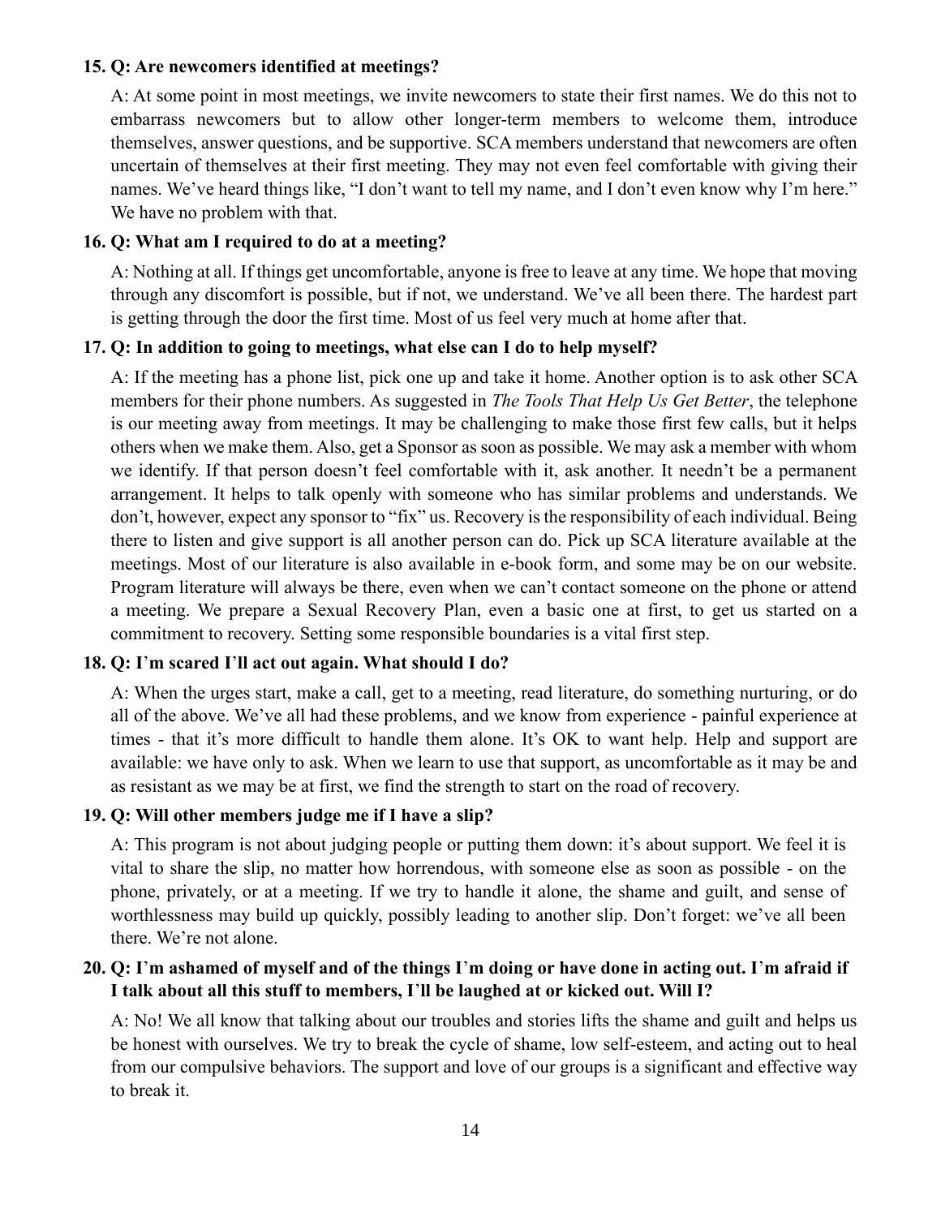**15. Q: Are newcomers identified at meetings?**

A: At some point in most meetings, we invite newcomers to state their first names. We do this not to embarrass newcomers but to allow other longer-term members to welcome them, introduce themselves, answer questions, and be supportive. SCA members understand that newcomers are often uncertain of themselves at their first meeting. They may not even feel comfortable with giving their names. We've heard things like, "I don't want to tell my name, and I don't even know why I'm here." We have no problem with that.

**16. Q: What am I required to do at a meeting?**

A: Nothing at all. If things get uncomfortable, anyone is free to leave at any time. We hope that moving through any discomfort is possible, but if not, we understand. We've all been there. The hardest part is getting through the door the first time. Most of us feel very much at home after that.

**17. Q: In addition to going to meetings, what else can I do to help myself?**

A: If the meeting has a phone list, pick one up and take it home. Another option is to ask other SCA members for their phone numbers. As suggested in *The Tools That Help Us Get Better*, the telephone is our meeting away from meetings. It may be challenging to make those first few calls, but it helps others when we make them. Also, get a Sponsor as soon as possible. We may ask a member with whom we identify. If that person doesn't feel comfortable with it, ask another. It needn't be a permanent arrangement. It helps to talk openly with someone who has similar problems and understands. We don't, however, expect any sponsor to "fix" us. Recovery is the responsibility of each individual. Being there to listen and give support is all another person can do. Pick up SCA literature available at the meetings. Most of our literature is also available in e-book form, and some may be on our website. Program literature will always be there, even when we can't contact someone on the phone or attend a meeting. We prepare a Sexual Recovery Plan, even a basic one at first, to get us started on a commitment to recovery. Setting some responsible boundaries is a vital first step.

**18. Q: I'm scared I'll act out again. What should I do?**

A: When the urges start, make a call, get to a meeting, read literature, do something nurturing, or do all of the above. We've all had these problems, and we know from experience - painful experience at times - that it's more difficult to handle them alone. It's OK to want help. Help and support are available: we have only to ask. When we learn to use that support, as uncomfortable as it may be and as resistant as we may be at first, we find the strength to start on the road of recovery.

**19. Q: Will other members judge me if I have a slip?**

A: This program is not about judging people or putting them down: it's about support. We feel it is vital to share the slip, no matter how horrendous, with someone else as soon as possible - on the phone, privately, or at a meeting. If we try to handle it alone, the shame and guilt, and sense of worthlessness may build up quickly, possibly leading to another slip. Don't forget: we've all been there. We're not alone.

**20. Q: I'm ashamed of myself and of the things I'm doing or have done in acting out. I'm afraid if I talk about all this stuff to members, I'll be laughed at or kicked out. Will I?**

A: No! We all know that talking about our troubles and stories lifts the shame and guilt and helps us be honest with ourselves. We try to break the cycle of shame, low self-esteem, and acting out to heal from our compulsive behaviors. The support and love of our groups is a significant and effective way to break it.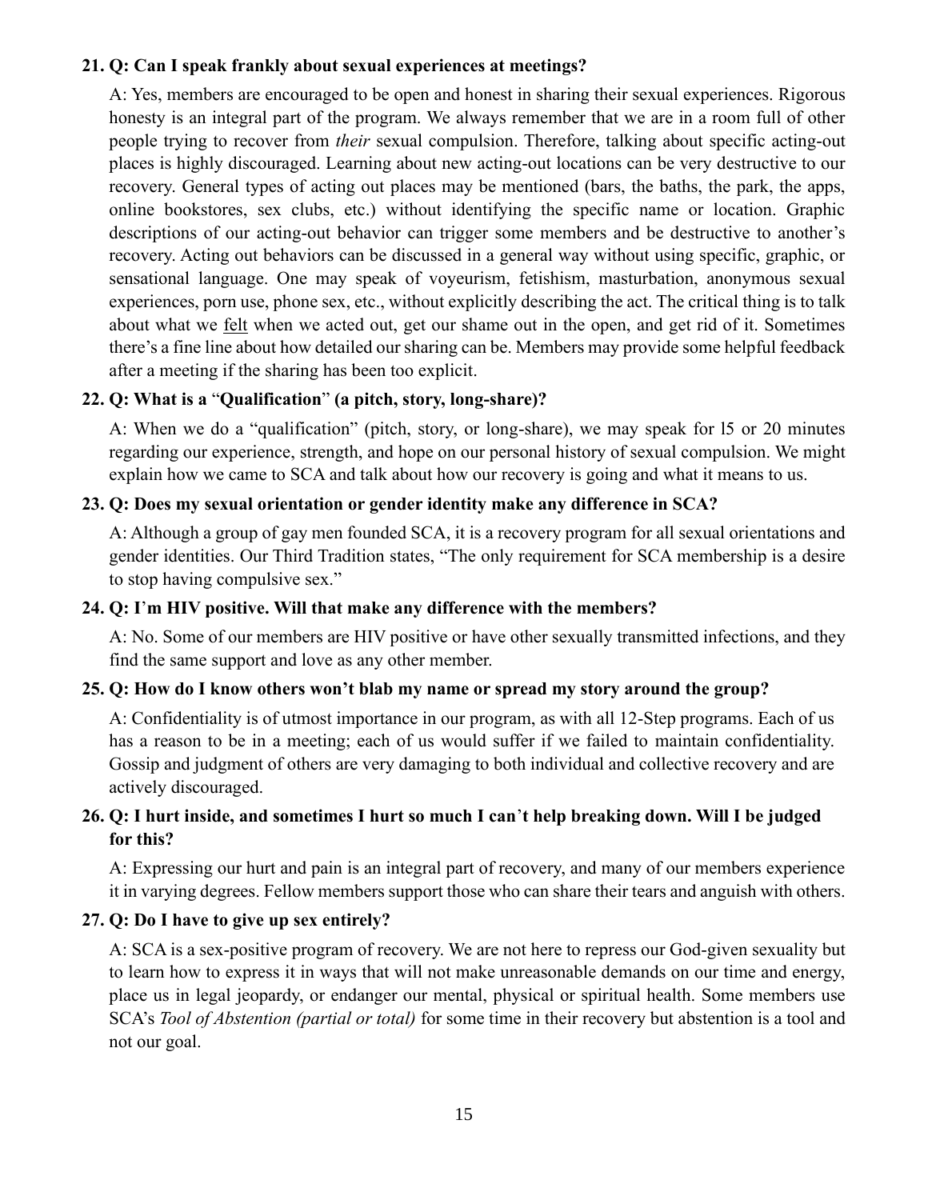**21. Q: Can I speak frankly about sexual experiences at meetings?**

A: Yes, members are encouraged to be open and honest in sharing their sexual experiences. Rigorous honesty is an integral part of the program. We always remember that we are in a room full of other people trying to recover from *their* sexual compulsion. Therefore, talking about specific acting-out places is highly discouraged. Learning about new acting-out locations can be very destructive to our recovery. General types of acting out places may be mentioned (bars, the baths, the park, the apps, online bookstores, sex clubs, etc.) without identifying the specific name or location. Graphic descriptions of our acting-out behavior can trigger some members and be destructive to another's recovery. Acting out behaviors can be discussed in a general way without using specific, graphic, or sensational language. One may speak of voyeurism, fetishism, masturbation, anonymous sexual experiences, porn use, phone sex, etc., without explicitly describing the act. The critical thing is to talk about what we <u>felt</u> when we acted out, get our shame out in the open, and get rid of it. Sometimes there's a fine line about how detailed our sharing can be. Members may provide some helpful feedback after a meeting if the sharing has been too explicit.

**22. Q: What is a "Qualification" (a pitch, story, long-share)?**

A: When we do a "qualification" (pitch, story, or long-share), we may speak for l5 or 20 minutes regarding our experience, strength, and hope on our personal history of sexual compulsion. We might explain how we came to SCA and talk about how our recovery is going and what it means to us.

**23. Q: Does my sexual orientation or gender identity make any difference in SCA?**

A: Although a group of gay men founded SCA, it is a recovery program for all sexual orientations and gender identities. Our Third Tradition states, "The only requirement for SCA membership is a desire to stop having compulsive sex."

**24. Q: I'm HIV positive. Will that make any difference with the members?**

A: No. Some of our members are HIV positive or have other sexually transmitted infections, and they find the same support and love as any other member.

**25. Q: How do I know others won't blab my name or spread my story around the group?**

A: Confidentiality is of utmost importance in our program, as with all 12-Step programs. Each of us has a reason to be in a meeting; each of us would suffer if we failed to maintain confidentiality. Gossip and judgment of others are very damaging to both individual and collective recovery and are actively discouraged.

**26. Q: I hurt inside, and sometimes I hurt so much I can't help breaking down. Will I be judged for this?**

A: Expressing our hurt and pain is an integral part of recovery, and many of our members experience it in varying degrees. Fellow members support those who can share their tears and anguish with others.

**27. Q: Do I have to give up sex entirely?**

A: SCA is a sex-positive program of recovery. We are not here to repress our God-given sexuality but to learn how to express it in ways that will not make unreasonable demands on our time and energy, place us in legal jeopardy, or endanger our mental, physical or spiritual health. Some members use SCA's *Tool of Abstention (partial or total)* for some time in their recovery but abstention is a tool and not our goal.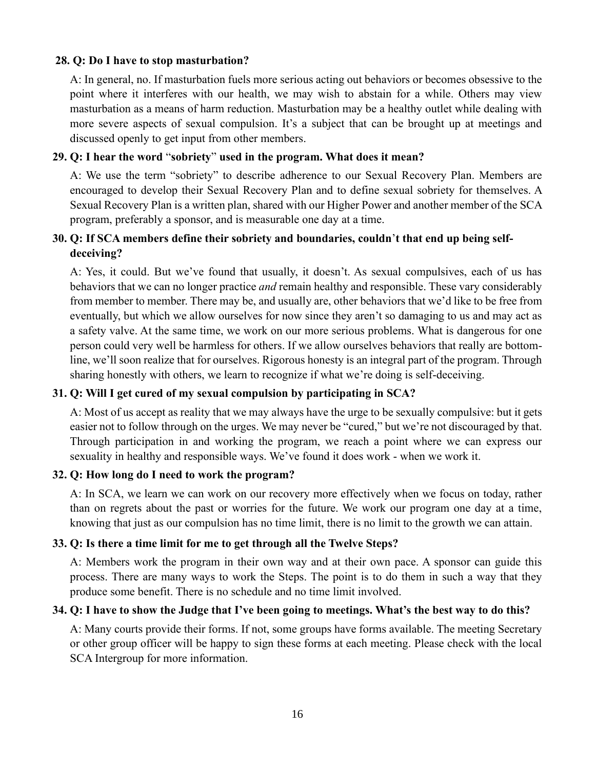**28. Q: Do I have to stop masturbation?**

A: In general, no. If masturbation fuels more serious acting out behaviors or becomes obsessive to the point where it interferes with our health, we may wish to abstain for a while. Others may view masturbation as a means of harm reduction. Masturbation may be a healthy outlet while dealing with more severe aspects of sexual compulsion. It's a subject that can be brought up at meetings and discussed openly to get input from other members.

**29. Q: I hear the word "sobriety" used in the program. What does it mean?**

A: We use the term "sobriety" to describe adherence to our Sexual Recovery Plan. Members are encouraged to develop their Sexual Recovery Plan and to define sexual sobriety for themselves. A Sexual Recovery Plan is a written plan, shared with our Higher Power and another member of the SCA program, preferably a sponsor, and is measurable one day at a time.

**30. Q: If SCA members define their sobriety and boundaries, couldn't that end up being self-deceiving?**

A: Yes, it could. But we've found that usually, it doesn't. As sexual compulsives, each of us has behaviors that we can no longer practice *and* remain healthy and responsible. These vary considerably from member to member. There may be, and usually are, other behaviors that we'd like to be free from eventually, but which we allow ourselves for now since they aren't so damaging to us and may act as a safety valve. At the same time, we work on our more serious problems. What is dangerous for one person could very well be harmless for others. If we allow ourselves behaviors that really are bottom-line, we'll soon realize that for ourselves. Rigorous honesty is an integral part of the program. Through sharing honestly with others, we learn to recognize if what we're doing is self-deceiving.

**31. Q: Will I get cured of my sexual compulsion by participating in SCA?**

A: Most of us accept as reality that we may always have the urge to be sexually compulsive: but it gets easier not to follow through on the urges. We may never be "cured," but we're not discouraged by that. Through participation in and working the program, we reach a point where we can express our sexuality in healthy and responsible ways. We've found it does work - when we work it.

**32. Q: How long do I need to work the program?**

A: In SCA, we learn we can work on our recovery more effectively when we focus on today, rather than on regrets about the past or worries for the future. We work our program one day at a time, knowing that just as our compulsion has no time limit, there is no limit to the growth we can attain.

**33. Q: Is there a time limit for me to get through all the Twelve Steps?**

A: Members work the program in their own way and at their own pace. A sponsor can guide this process. There are many ways to work the Steps. The point is to do them in such a way that they produce some benefit. There is no schedule and no time limit involved.

**34. Q: I have to show the Judge that I've been going to meetings. What's the best way to do this?**

A: Many courts provide their forms. If not, some groups have forms available. The meeting Secretary or other group officer will be happy to sign these forms at each meeting. Please check with the local SCA Intergroup for more information.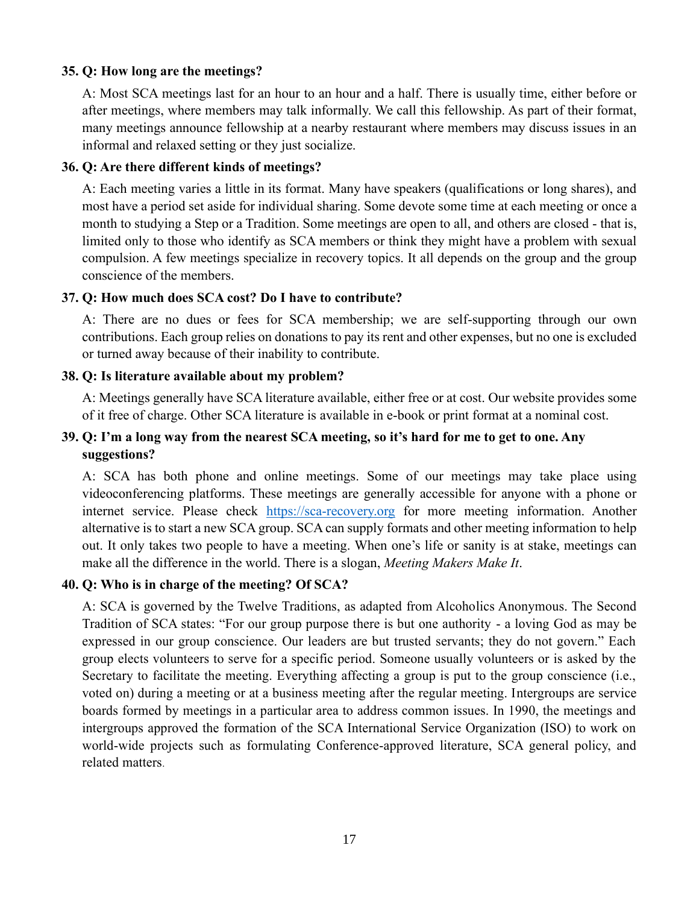**35. Q: How long are the meetings?**

A: Most SCA meetings last for an hour to an hour and a half. There is usually time, either before or after meetings, where members may talk informally. We call this fellowship. As part of their format, many meetings announce fellowship at a nearby restaurant where members may discuss issues in an informal and relaxed setting or they just socialize.

**36. Q: Are there different kinds of meetings?**

A: Each meeting varies a little in its format. Many have speakers (qualifications or long shares), and most have a period set aside for individual sharing. Some devote some time at each meeting or once a month to studying a Step or a Tradition. Some meetings are open to all, and others are closed - that is, limited only to those who identify as SCA members or think they might have a problem with sexual compulsion. A few meetings specialize in recovery topics. It all depends on the group and the group conscience of the members.

**37. Q: How much does SCA cost? Do I have to contribute?**

A: There are no dues or fees for SCA membership; we are self-supporting through our own contributions. Each group relies on donations to pay its rent and other expenses, but no one is excluded or turned away because of their inability to contribute.

**38. Q: Is literature available about my problem?**

A: Meetings generally have SCA literature available, either free or at cost. Our website provides some of it free of charge. Other SCA literature is available in e-book or print format at a nominal cost.

**39. Q: I'm a long way from the nearest SCA meeting, so it's hard for me to get to one. Any suggestions?**

A: SCA has both phone and online meetings. Some of our meetings may take place using videoconferencing platforms. These meetings are generally accessible for anyone with a phone or internet service. Please check [https://sca-recovery.org](https://sca-recovery.org) for more meeting information. Another alternative is to start a new SCA group. SCA can supply formats and other meeting information to help out. It only takes two people to have a meeting. When one's life or sanity is at stake, meetings can make all the difference in the world. There is a slogan, *Meeting Makers Make It*.

**40. Q: Who is in charge of the meeting? Of SCA?**

A: SCA is governed by the Twelve Traditions, as adapted from Alcoholics Anonymous. The Second Tradition of SCA states: "For our group purpose there is but one authority - a loving God as may be expressed in our group conscience. Our leaders are but trusted servants; they do not govern." Each group elects volunteers to serve for a specific period. Someone usually volunteers or is asked by the Secretary to facilitate the meeting. Everything affecting a group is put to the group conscience (i.e., voted on) during a meeting or at a business meeting after the regular meeting. Intergroups are service boards formed by meetings in a particular area to address common issues. In 1990, the meetings and intergroups approved the formation of the SCA International Service Organization (ISO) to work on world-wide projects such as formulating Conference-approved literature, SCA general policy, and related matters.